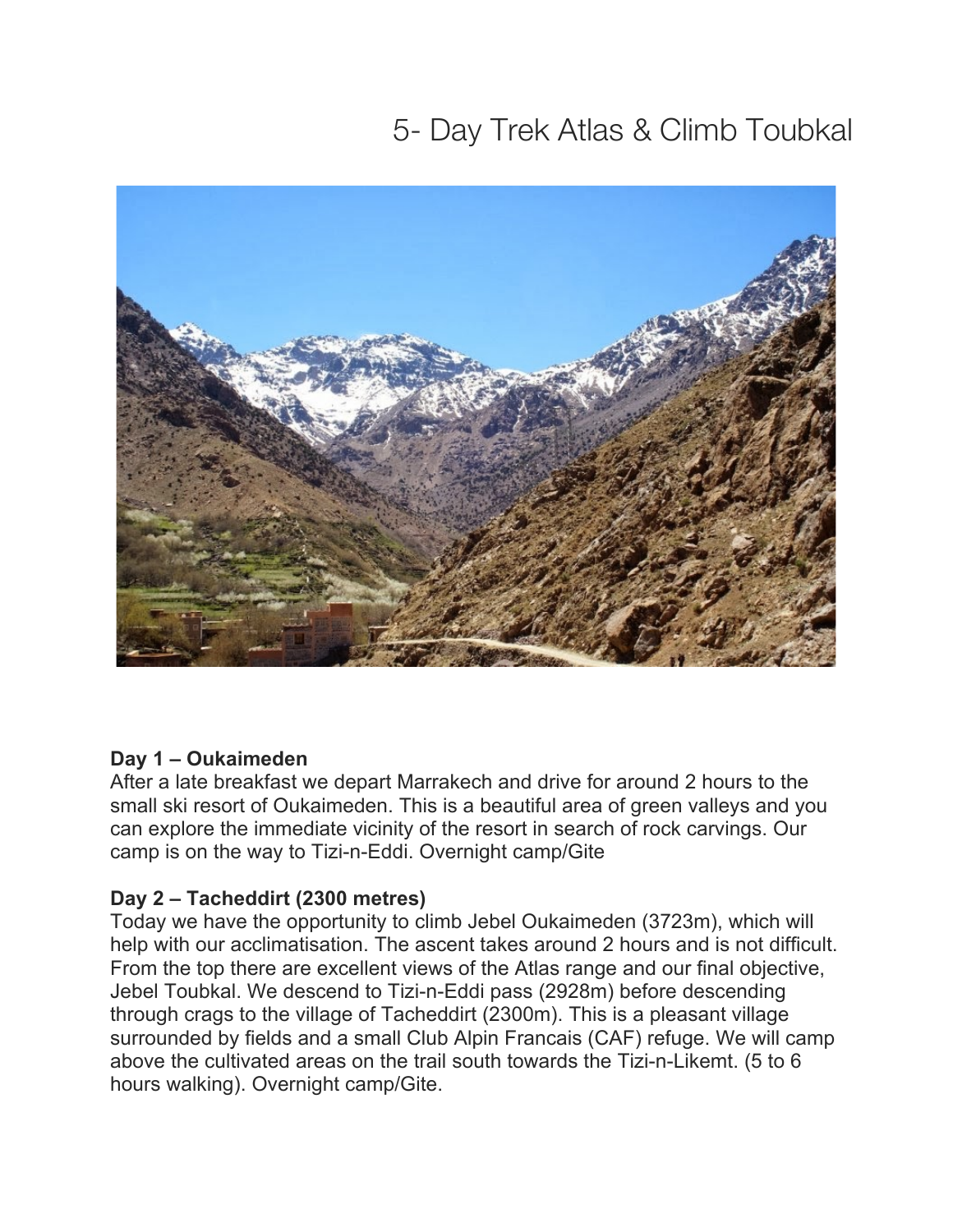# 5- Day Trek Atlas & Climb Toubkal

**Day 1 – Oukaimeden**
After a late breakfast we depart Marrakech and drive for around 2 hours to the small ski resort of Oukaimeden. This is a beautiful area of green valleys and you can explore the immediate vicinity of the resort in search of rock carvings. Our camp is on the way to Tizi-n-Eddi. Overnight camp/Gite

**Day 2 – Tacheddirt (2300 metres)**
Today we have the opportunity to climb Jebel Oukaimeden (3723m), which will help with our acclimatisation. The ascent takes around 2 hours and is not difficult. From the top there are excellent views of the Atlas range and our final objective, Jebel Toubkal. We descend to Tizi-n-Eddi pass (2928m) before descending through crags to the village of Tacheddirt (2300m). This is a pleasant village surrounded by fields and a small Club Alpin Francais (CAF) refuge. We will camp above the cultivated areas on the trail south towards the Tizi-n-Likemt. (5 to 6 hours walking). Overnight camp/Gite.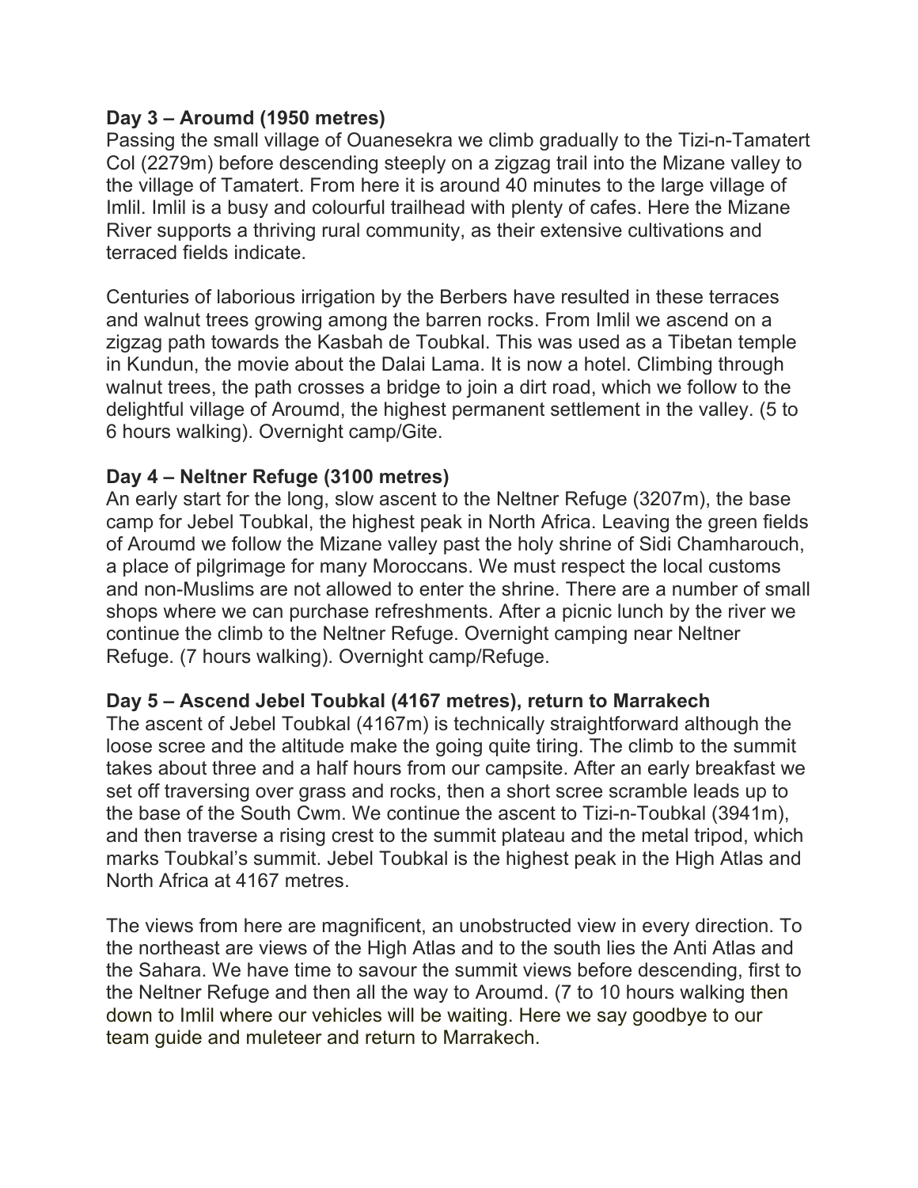**Day 3 – Aroumd (1950 metres)**
Passing the small village of Ouanesekra we climb gradually to the Tizi-n-Tamatert Col (2279m) before descending steeply on a zigzag trail into the Mizane valley to the village of Tamatert. From here it is around 40 minutes to the large village of Imlil. Imlil is a busy and colourful trailhead with plenty of cafes. Here the Mizane River supports a thriving rural community, as their extensive cultivations and terraced fields indicate.

Centuries of laborious irrigation by the Berbers have resulted in these terraces and walnut trees growing among the barren rocks. From Imlil we ascend on a zigzag path towards the Kasbah de Toubkal. This was used as a Tibetan temple in Kundun, the movie about the Dalai Lama. It is now a hotel. Climbing through walnut trees, the path crosses a bridge to join a dirt road, which we follow to the delightful village of Aroumd, the highest permanent settlement in the valley. (5 to 6 hours walking). Overnight camp/Gite.

**Day 4 – Neltner Refuge (3100 metres)**
An early start for the long, slow ascent to the Neltner Refuge (3207m), the base camp for Jebel Toubkal, the highest peak in North Africa. Leaving the green fields of Aroumd we follow the Mizane valley past the holy shrine of Sidi Chamharouch, a place of pilgrimage for many Moroccans. We must respect the local customs and non-Muslims are not allowed to enter the shrine. There are a number of small shops where we can purchase refreshments. After a picnic lunch by the river we continue the climb to the Neltner Refuge. Overnight camping near Neltner Refuge. (7 hours walking). Overnight camp/Refuge.

**Day 5 – Ascend Jebel Toubkal (4167 metres), return to Marrakech**
The ascent of Jebel Toubkal (4167m) is technically straightforward although the loose scree and the altitude make the going quite tiring. The climb to the summit takes about three and a half hours from our campsite. After an early breakfast we set off traversing over grass and rocks, then a short scree scramble leads up to the base of the South Cwm. We continue the ascent to Tizi-n-Toubkal (3941m), and then traverse a rising crest to the summit plateau and the metal tripod, which marks Toubkal's summit. Jebel Toubkal is the highest peak in the High Atlas and North Africa at 4167 metres.

The views from here are magnificent, an unobstructed view in every direction. To the northeast are views of the High Atlas and to the south lies the Anti Atlas and the Sahara. We have time to savour the summit views before descending, first to the Neltner Refuge and then all the way to Aroumd. (7 to 10 hours walking then down to Imlil where our vehicles will be waiting. Here we say goodbye to our team guide and muleteer and return to Marrakech.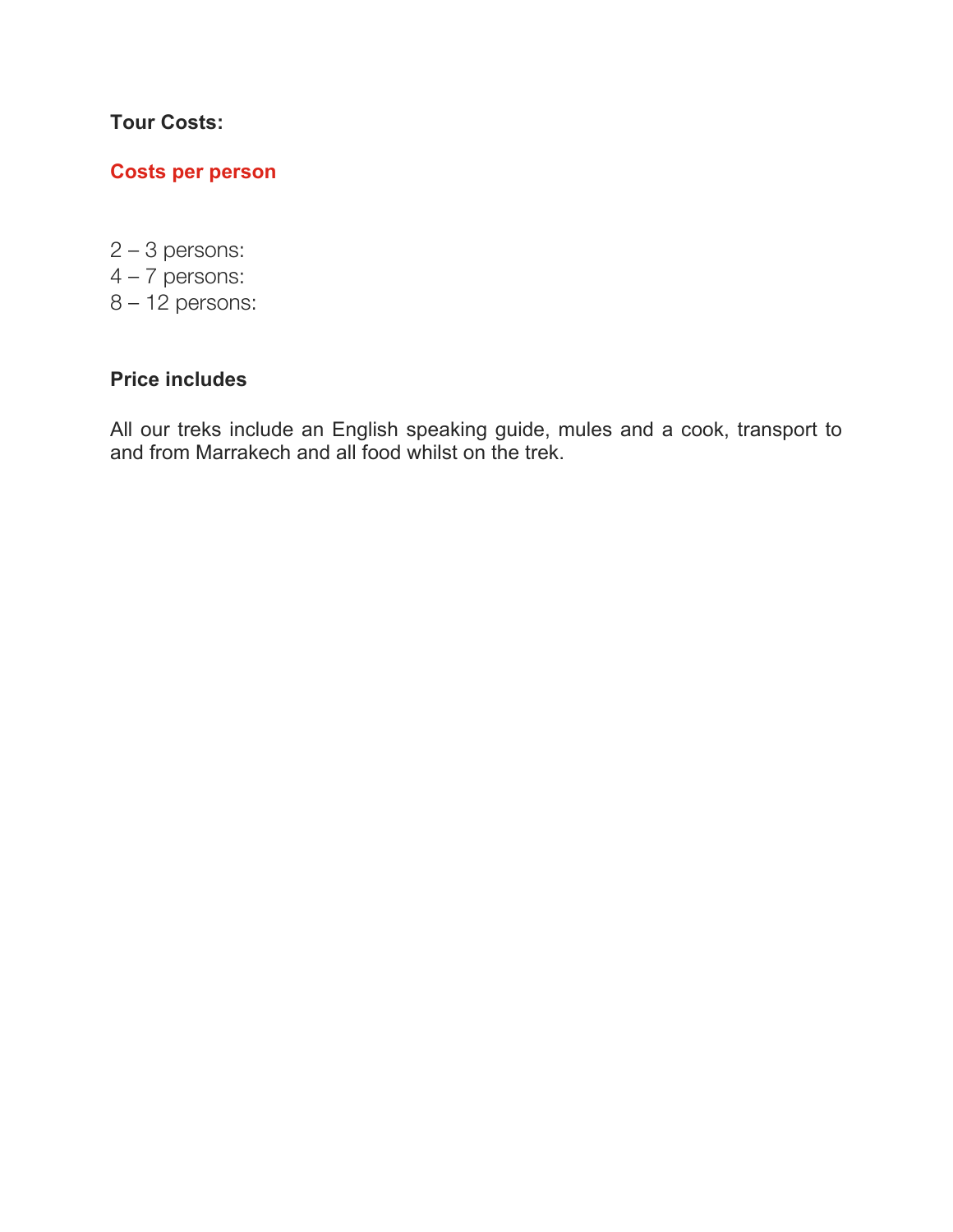**Tour Costs:**

**Costs per person**

2 – 3 persons:
4 – 7 persons:
8 – 12 persons:

**Price includes**

All our treks include an English speaking guide, mules and a cook, transport to and from Marrakech and all food whilst on the trek.